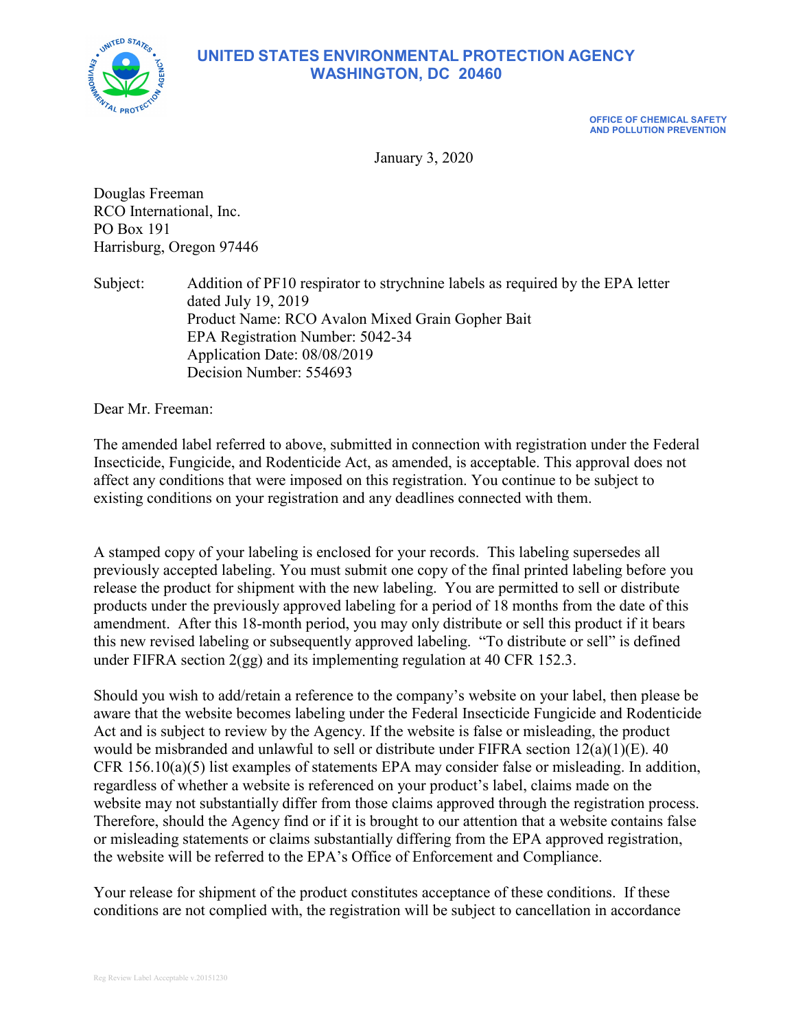# UNITED STATES ENVIRONMENTAL PROTECTION AGENCY
## WASHINGTON, DC 20460

OFFICE OF CHEMICAL SAFETY
AND POLLUTION PREVENTION

January 3, 2020

Douglas Freeman
RCO International, Inc.
PO Box 191
Harrisburg, Oregon 97446

Subject: Addition of PF10 respirator to strychnine labels as required by the EPA letter dated July 19, 2019
Product Name: RCO Avalon Mixed Grain Gopher Bait
EPA Registration Number: 5042-34
Application Date: 08/08/2019
Decision Number: 554693

Dear Mr. Freeman:

The amended label referred to above, submitted in connection with registration under the Federal Insecticide, Fungicide, and Rodenticide Act, as amended, is acceptable. This approval does not affect any conditions that were imposed on this registration. You continue to be subject to existing conditions on your registration and any deadlines connected with them.

A stamped copy of your labeling is enclosed for your records. This labeling supersedes all previously accepted labeling. You must submit one copy of the final printed labeling before you release the product for shipment with the new labeling. You are permitted to sell or distribute products under the previously approved labeling for a period of 18 months from the date of this amendment. After this 18-month period, you may only distribute or sell this product if it bears this new revised labeling or subsequently approved labeling. "To distribute or sell" is defined under FIFRA section 2(gg) and its implementing regulation at 40 CFR 152.3.

Should you wish to add/retain a reference to the company's website on your label, then please be aware that the website becomes labeling under the Federal Insecticide Fungicide and Rodenticide Act and is subject to review by the Agency. If the website is false or misleading, the product would be misbranded and unlawful to sell or distribute under FIFRA section 12(a)(1)(E). 40 CFR 156.10(a)(5) list examples of statements EPA may consider false or misleading. In addition, regardless of whether a website is referenced on your product's label, claims made on the website may not substantially differ from those claims approved through the registration process. Therefore, should the Agency find or if it is brought to our attention that a website contains false or misleading statements or claims substantially differing from the EPA approved registration, the website will be referred to the EPA's Office of Enforcement and Compliance.

Your release for shipment of the product constitutes acceptance of these conditions. If these conditions are not complied with, the registration will be subject to cancellation in accordance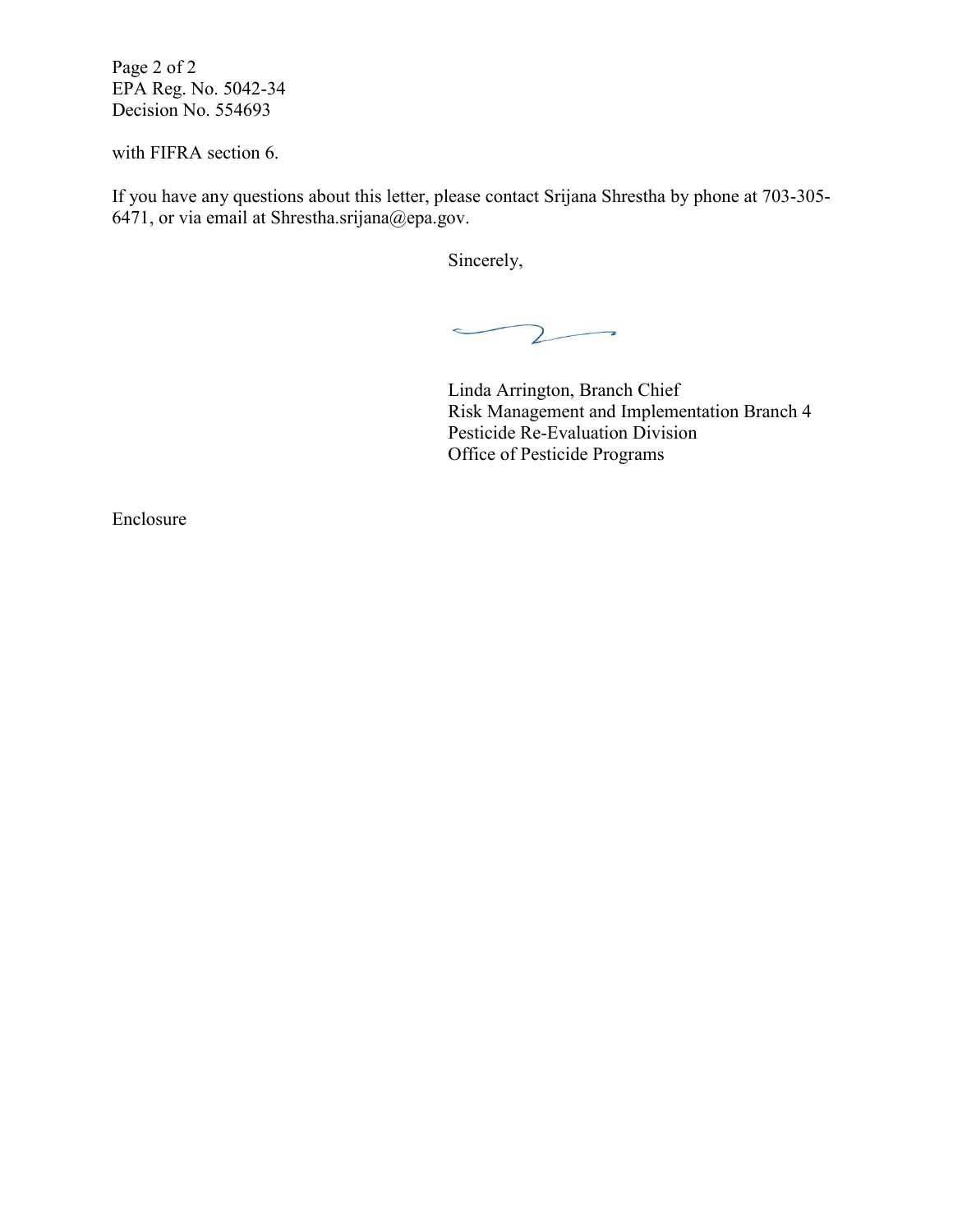Page 2 of 2
EPA Reg. No. 5042-34
Decision No. 554693

with FIFRA section 6.

If you have any questions about this letter, please contact Srijana Shrestha by phone at 703-305-6471, or via email at Shrestha.srijana@epa.gov.

Sincerely,

Linda Arrington, Branch Chief
Risk Management and Implementation Branch 4
Pesticide Re-Evaluation Division
Office of Pesticide Programs

Enclosure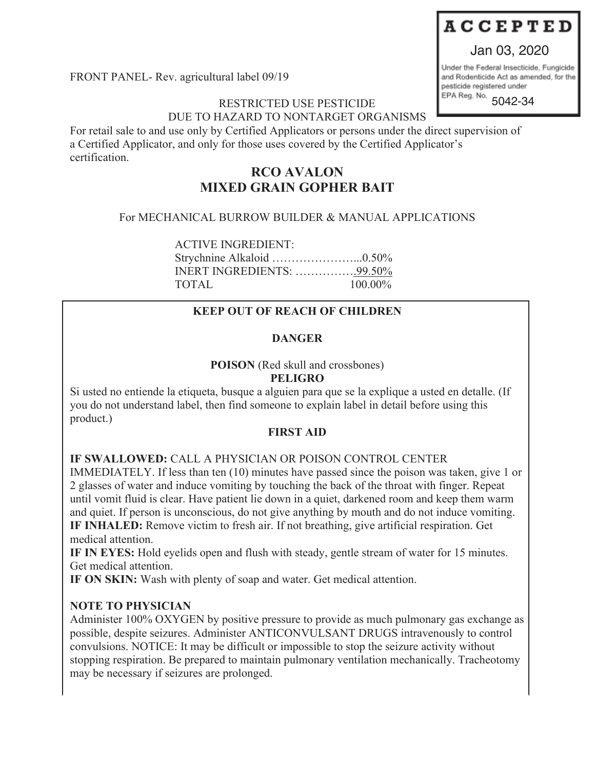ACCEPTED

Jan 03, 2020

Under the Federal Insecticide, Fungicide and Rodenticide Act as amended, for the pesticide registered under EPA Reg. No. 5042-34

FRONT PANEL- Rev. agricultural label 09/19

RESTRICTED USE PESTICIDE
DUE TO HAZARD TO NONTARGET ORGANISMS

For retail sale to and use only by Certified Applicators or persons under the direct supervision of a Certified Applicator, and only for those uses covered by the Certified Applicator's certification.

# RCO AVALON
# MIXED GRAIN GOPHER BAIT

For MECHANICAL BURROW BUILDER & MANUAL APPLICATIONS

ACTIVE INGREDIENT:
Strychnine Alkaloid .........................0.50%
INERT INGREDIENTS: ...............99.50%
TOTAL 100.00%

**KEEP OUT OF REACH OF CHILDREN**

**DANGER**

**POISON** (Red skull and crossbones)
**PELIGRO**

Si usted no entiende la etiqueta, busque a alguien para que se la explique a usted en detalle. (If you do not understand label, then find someone to explain label in detail before using this product.)

**FIRST AID**

**IF SWALLOWED:** CALL A PHYSICIAN OR POISON CONTROL CENTER IMMEDIATELY. If less than ten (10) minutes have passed since the poison was taken, give 1 or 2 glasses of water and induce vomiting by touching the back of the throat with finger. Repeat until vomit fluid is clear. Have patient lie down in a quiet, darkened room and keep them warm and quiet. If person is unconscious, do not give anything by mouth and do not induce vomiting.
**IF INHALED:** Remove victim to fresh air. If not breathing, give artificial respiration. Get medical attention.
**IF IN EYES:** Hold eyelids open and flush with steady, gentle stream of water for 15 minutes. Get medical attention.
**IF ON SKIN:** Wash with plenty of soap and water. Get medical attention.

**NOTE TO PHYSICIAN**
Administer 100% OXYGEN by positive pressure to provide as much pulmonary gas exchange as possible, despite seizures. Administer ANTICONVULSANT DRUGS intravenously to control convulsions. NOTICE: It may be difficult or impossible to stop the seizure activity without stopping respiration. Be prepared to maintain pulmonary ventilation mechanically. Tracheotomy may be necessary if seizures are prolonged.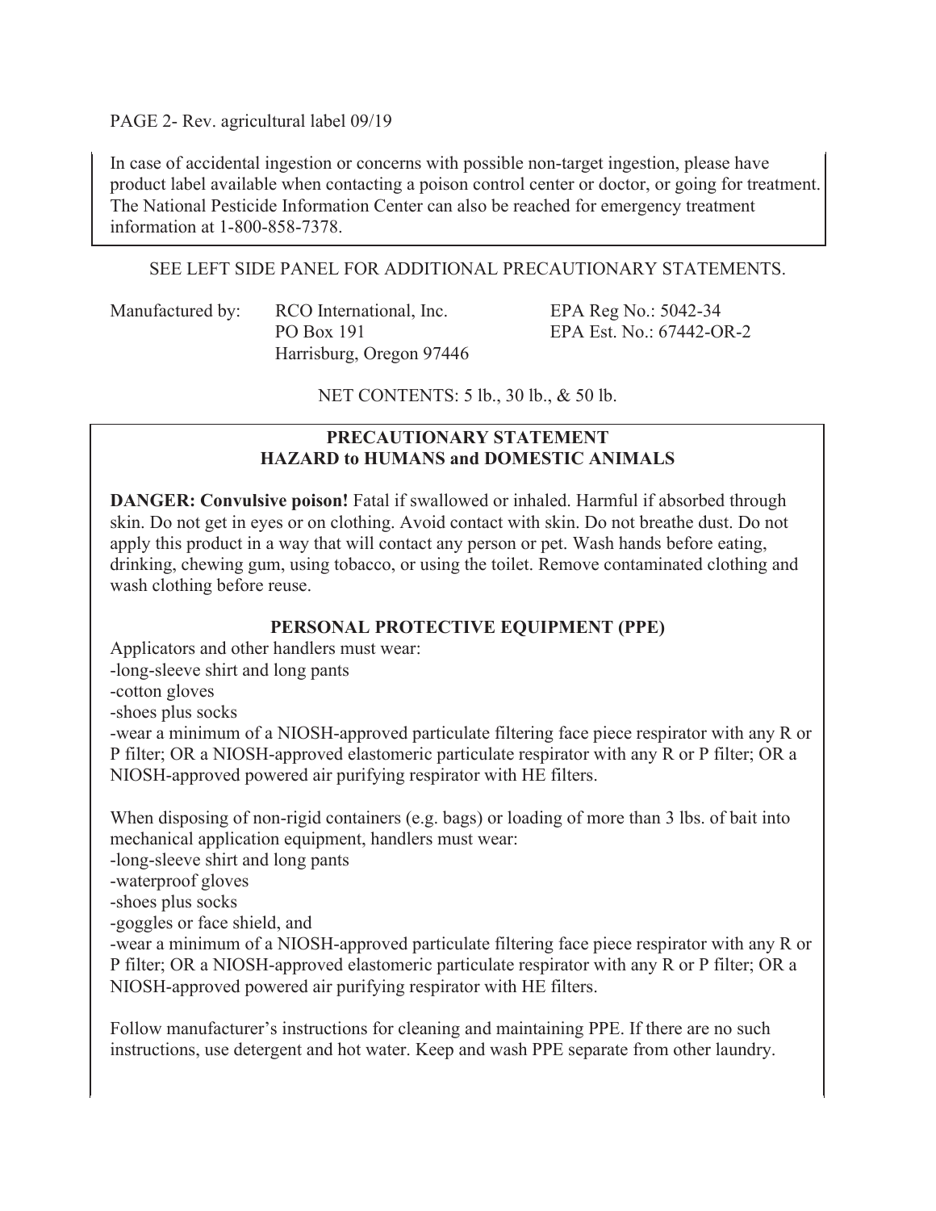PAGE 2- Rev. agricultural label 09/19

In case of accidental ingestion or concerns with possible non-target ingestion, please have product label available when contacting a poison control center or doctor, or going for treatment. The National Pesticide Information Center can also be reached for emergency treatment information at 1-800-858-7378.

SEE LEFT SIDE PANEL FOR ADDITIONAL PRECAUTIONARY STATEMENTS.

Manufactured by: RCO International, Inc.
PO Box 191
Harrisburg, Oregon 97446

EPA Reg No.: 5042-34
EPA Est. No.: 67442-OR-2

NET CONTENTS: 5 lb., 30 lb., & 50 lb.

## PRECAUTIONARY STATEMENT
## HAZARD to HUMANS and DOMESTIC ANIMALS

**DANGER: Convulsive poison!** Fatal if swallowed or inhaled. Harmful if absorbed through skin. Do not get in eyes or on clothing. Avoid contact with skin. Do not breathe dust. Do not apply this product in a way that will contact any person or pet. Wash hands before eating, drinking, chewing gum, using tobacco, or using the toilet. Remove contaminated clothing and wash clothing before reuse.

### PERSONAL PROTECTIVE EQUIPMENT (PPE)

Applicators and other handlers must wear:
-long-sleeve shirt and long pants
-cotton gloves
-shoes plus socks
-wear a minimum of a NIOSH-approved particulate filtering face piece respirator with any R or P filter; OR a NIOSH-approved elastomeric particulate respirator with any R or P filter; OR a NIOSH-approved powered air purifying respirator with HE filters.

When disposing of non-rigid containers (e.g. bags) or loading of more than 3 lbs. of bait into mechanical application equipment, handlers must wear:
-long-sleeve shirt and long pants
-waterproof gloves
-shoes plus socks
-goggles or face shield, and
-wear a minimum of a NIOSH-approved particulate filtering face piece respirator with any R or P filter; OR a NIOSH-approved elastomeric particulate respirator with any R or P filter; OR a NIOSH-approved powered air purifying respirator with HE filters.

Follow manufacturer's instructions for cleaning and maintaining PPE. If there are no such instructions, use detergent and hot water. Keep and wash PPE separate from other laundry.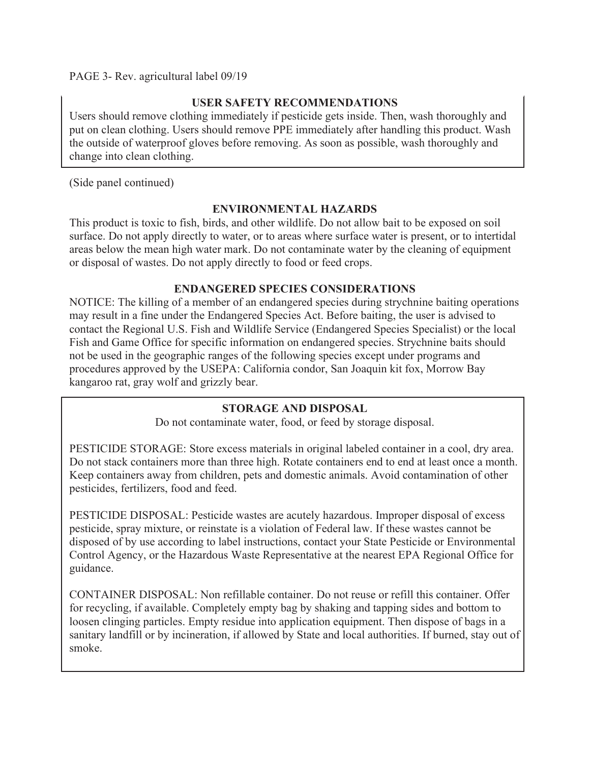PAGE 3- Rev. agricultural label 09/19

## USER SAFETY RECOMMENDATIONS

Users should remove clothing immediately if pesticide gets inside. Then, wash thoroughly and put on clean clothing. Users should remove PPE immediately after handling this product. Wash the outside of waterproof gloves before removing. As soon as possible, wash thoroughly and change into clean clothing.

(Side panel continued)

## ENVIRONMENTAL HAZARDS

This product is toxic to fish, birds, and other wildlife. Do not allow bait to be exposed on soil surface. Do not apply directly to water, or to areas where surface water is present, or to intertidal areas below the mean high water mark. Do not contaminate water by the cleaning of equipment or disposal of wastes. Do not apply directly to food or feed crops.

## ENDANGERED SPECIES CONSIDERATIONS

NOTICE: The killing of a member of an endangered species during strychnine baiting operations may result in a fine under the Endangered Species Act. Before baiting, the user is advised to contact the Regional U.S. Fish and Wildlife Service (Endangered Species Specialist) or the local Fish and Game Office for specific information on endangered species. Strychnine baits should not be used in the geographic ranges of the following species except under programs and procedures approved by the USEPA: California condor, San Joaquin kit fox, Morrow Bay kangaroo rat, gray wolf and grizzly bear.

## STORAGE AND DISPOSAL

Do not contaminate water, food, or feed by storage disposal.

PESTICIDE STORAGE: Store excess materials in original labeled container in a cool, dry area. Do not stack containers more than three high. Rotate containers end to end at least once a month. Keep containers away from children, pets and domestic animals. Avoid contamination of other pesticides, fertilizers, food and feed.

PESTICIDE DISPOSAL: Pesticide wastes are acutely hazardous. Improper disposal of excess pesticide, spray mixture, or reinstate is a violation of Federal law. If these wastes cannot be disposed of by use according to label instructions, contact your State Pesticide or Environmental Control Agency, or the Hazardous Waste Representative at the nearest EPA Regional Office for guidance.

CONTAINER DISPOSAL: Non refillable container. Do not reuse or refill this container. Offer for recycling, if available. Completely empty bag by shaking and tapping sides and bottom to loosen clinging particles. Empty residue into application equipment. Then dispose of bags in a sanitary landfill or by incineration, if allowed by State and local authorities. If burned, stay out of smoke.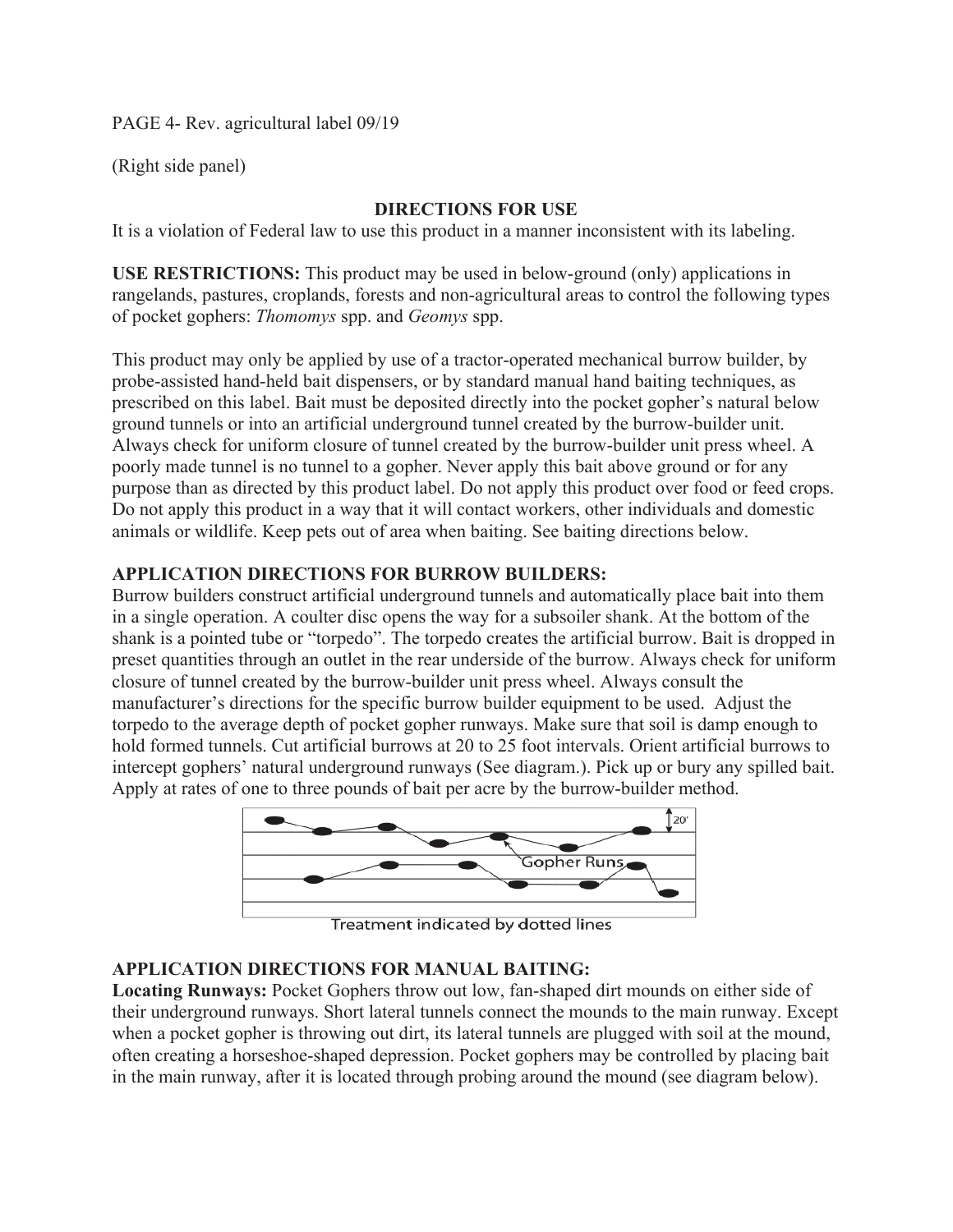PAGE 4- Rev. agricultural label 09/19

(Right side panel)

## DIRECTIONS FOR USE

It is a violation of Federal law to use this product in a manner inconsistent with its labeling.

**USE RESTRICTIONS:** This product may be used in below-ground (only) applications in rangelands, pastures, croplands, forests and non-agricultural areas to control the following types of pocket gophers: *Thomomys* spp. and *Geomys* spp.

This product may only be applied by use of a tractor-operated mechanical burrow builder, by probe-assisted hand-held bait dispensers, or by standard manual hand baiting techniques, as prescribed on this label. Bait must be deposited directly into the pocket gopher's natural below ground tunnels or into an artificial underground tunnel created by the burrow-builder unit. Always check for uniform closure of tunnel created by the burrow-builder unit press wheel. A poorly made tunnel is no tunnel to a gopher. Never apply this bait above ground or for any purpose than as directed by this product label. Do not apply this product over food or feed crops. Do not apply this product in a way that it will contact workers, other individuals and domestic animals or wildlife. Keep pets out of area when baiting. See baiting directions below.

### APPLICATION DIRECTIONS FOR BURROW BUILDERS:

Burrow builders construct artificial underground tunnels and automatically place bait into them in a single operation. A coulter disc opens the way for a subsoiler shank. At the bottom of the shank is a pointed tube or "torpedo". The torpedo creates the artificial burrow. Bait is dropped in preset quantities through an outlet in the rear underside of the burrow. Always check for uniform closure of tunnel created by the burrow-builder unit press wheel. Always consult the manufacturer's directions for the specific burrow builder equipment to be used. Adjust the torpedo to the average depth of pocket gopher runways. Make sure that soil is damp enough to hold formed tunnels. Cut artificial burrows at 20 to 25 foot intervals. Orient artificial burrows to intercept gophers' natural underground runways (See diagram.). Pick up or bury any spilled bait. Apply at rates of one to three pounds of bait per acre by the burrow-builder method.

20'

Gopher Runs

Treatment indicated by dotted lines

### APPLICATION DIRECTIONS FOR MANUAL BAITING:

**Locating Runways:** Pocket Gophers throw out low, fan-shaped dirt mounds on either side of their underground runways. Short lateral tunnels connect the mounds to the main runway. Except when a pocket gopher is throwing out dirt, its lateral tunnels are plugged with soil at the mound, often creating a horseshoe-shaped depression. Pocket gophers may be controlled by placing bait in the main runway, after it is located through probing around the mound (see diagram below).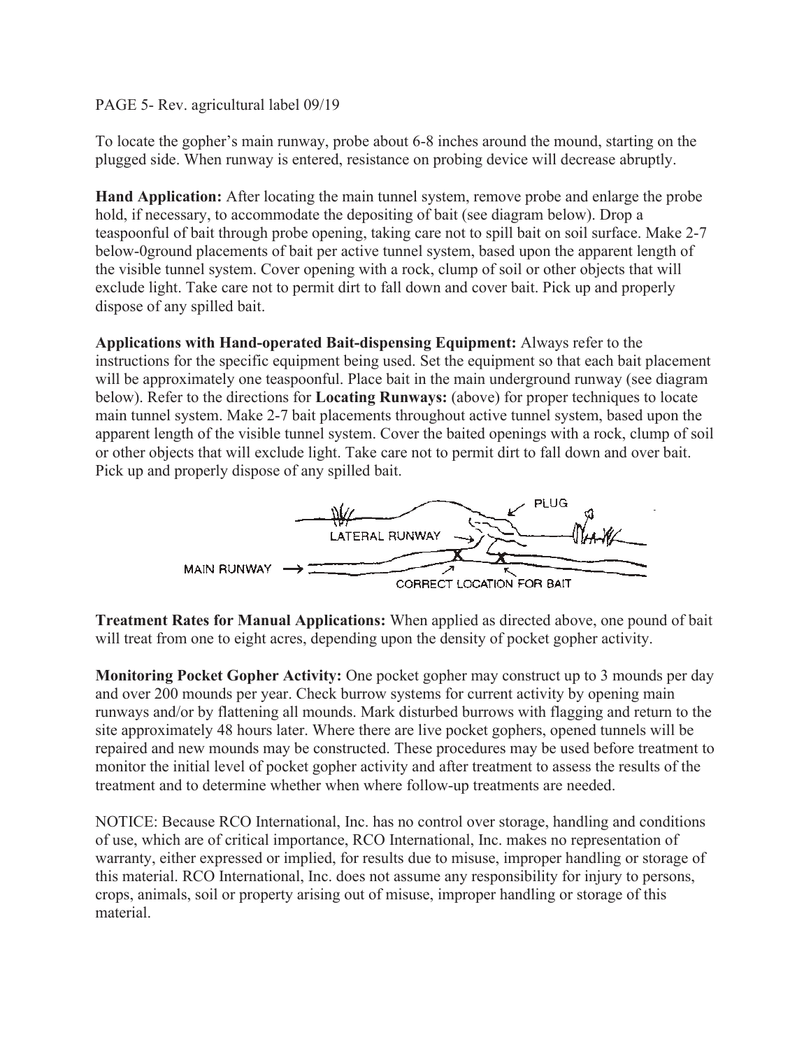To locate the gopher's main runway, probe about 6-8 inches around the mound, starting on the plugged side. When runway is entered, resistance on probing device will decrease abruptly.

**Hand Application:** After locating the main tunnel system, remove probe and enlarge the probe hold, if necessary, to accommodate the depositing of bait (see diagram below). Drop a teaspoonful of bait through probe opening, taking care not to spill bait on soil surface. Make 2-7 below-0ground placements of bait per active tunnel system, based upon the apparent length of the visible tunnel system. Cover opening with a rock, clump of soil or other objects that will exclude light. Take care not to permit dirt to fall down and cover bait. Pick up and properly dispose of any spilled bait.

**Applications with Hand-operated Bait-dispensing Equipment:** Always refer to the instructions for the specific equipment being used. Set the equipment so that each bait placement will be approximately one teaspoonful. Place bait in the main underground runway (see diagram below). Refer to the directions for **Locating Runways:** (above) for proper techniques to locate main tunnel system. Make 2-7 bait placements throughout active tunnel system, based upon the apparent length of the visible tunnel system. Cover the baited openings with a rock, clump of soil or other objects that will exclude light. Take care not to permit dirt to fall down and over bait. Pick up and properly dispose of any spilled bait.

PLUG

LATERAL RUNWAY

MAIN RUNWAY

CORRECT LOCATION FOR BAIT

**Treatment Rates for Manual Applications:** When applied as directed above, one pound of bait will treat from one to eight acres, depending upon the density of pocket gopher activity.

**Monitoring Pocket Gopher Activity:** One pocket gopher may construct up to 3 mounds per day and over 200 mounds per year. Check burrow systems for current activity by opening main runways and/or by flattening all mounds. Mark disturbed burrows with flagging and return to the site approximately 48 hours later. Where there are live pocket gophers, opened tunnels will be repaired and new mounds may be constructed. These procedures may be used before treatment to monitor the initial level of pocket gopher activity and after treatment to assess the results of the treatment and to determine whether when where follow-up treatments are needed.

NOTICE: Because RCO International, Inc. has no control over storage, handling and conditions of use, which are of critical importance, RCO International, Inc. makes no representation of warranty, either expressed or implied, for results due to misuse, improper handling or storage of this material. RCO International, Inc. does not assume any responsibility for injury to persons, crops, animals, soil or property arising out of misuse, improper handling or storage of this material.